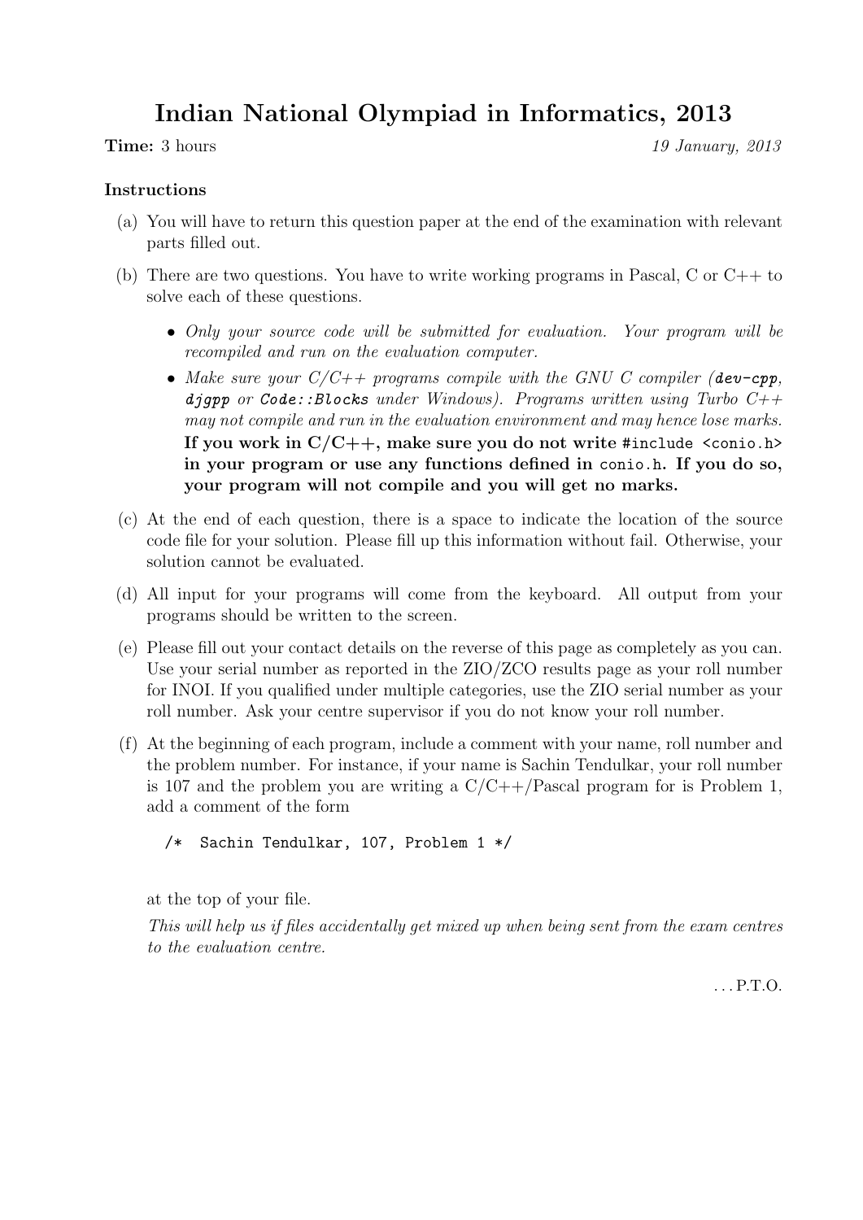# Indian National Olympiad in Informatics, 2013

**Time:** 3 hours *19 January, 2013*

## Instructions

(a) You will have to return this question paper at the end of the examination with relevant parts filled out.

(b) There are two questions. You have to write working programs in Pascal, C or C++ to solve each of these questions.

- *Only your source code will be submitted for evaluation. Your program will be recompiled and run on the evaluation computer.*
- *Make sure your C/C++ programs compile with the GNU C compiler (`dev-cpp`, `djgpp` or `Code::Blocks` under Windows). Programs written using Turbo C++ may not compile and run in the evaluation environment and may hence lose marks.* **If you work in C/C++, make sure you do not write `#include <conio.h>` in your program or use any functions defined in `conio.h`. If you do so, your program will not compile and you will get no marks.**

(c) At the end of each question, there is a space to indicate the location of the source code file for your solution. Please fill up this information without fail. Otherwise, your solution cannot be evaluated.

(d) All input for your programs will come from the keyboard. All output from your programs should be written to the screen.

(e) Please fill out your contact details on the reverse of this page as completely as you can. Use your serial number as reported in the ZIO/ZCO results page as your roll number for INOI. If you qualified under multiple categories, use the ZIO serial number as your roll number. Ask your centre supervisor if you do not know your roll number.

(f) At the beginning of each program, include a comment with your name, roll number and the problem number. For instance, if your name is Sachin Tendulkar, your roll number is 107 and the problem you are writing a C/C++/Pascal program for is Problem 1, add a comment of the form

```
/*  Sachin Tendulkar, 107, Problem 1 */
```

at the top of your file.

*This will help us if files accidentally get mixed up when being sent from the exam centres to the evaluation centre.*

. . . P.T.O.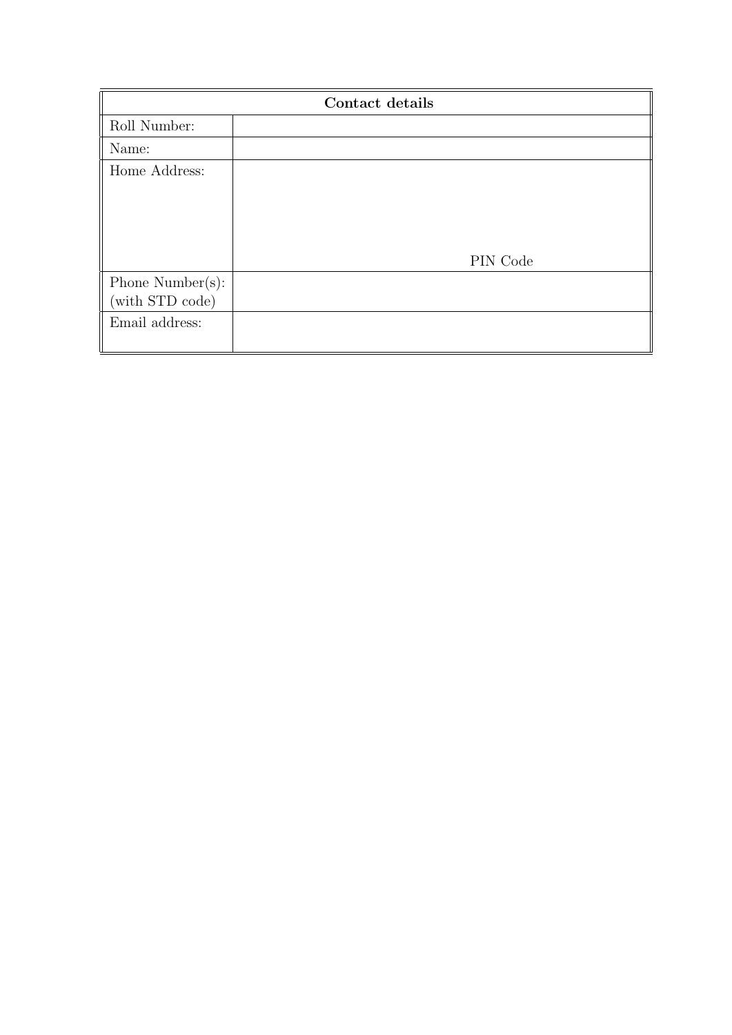| Contact details | |
|---|---|
| Roll Number: | |
| Name: | |
| Home Address: | PIN Code |
| Phone Number(s): (with STD code) | |
| Email address: | |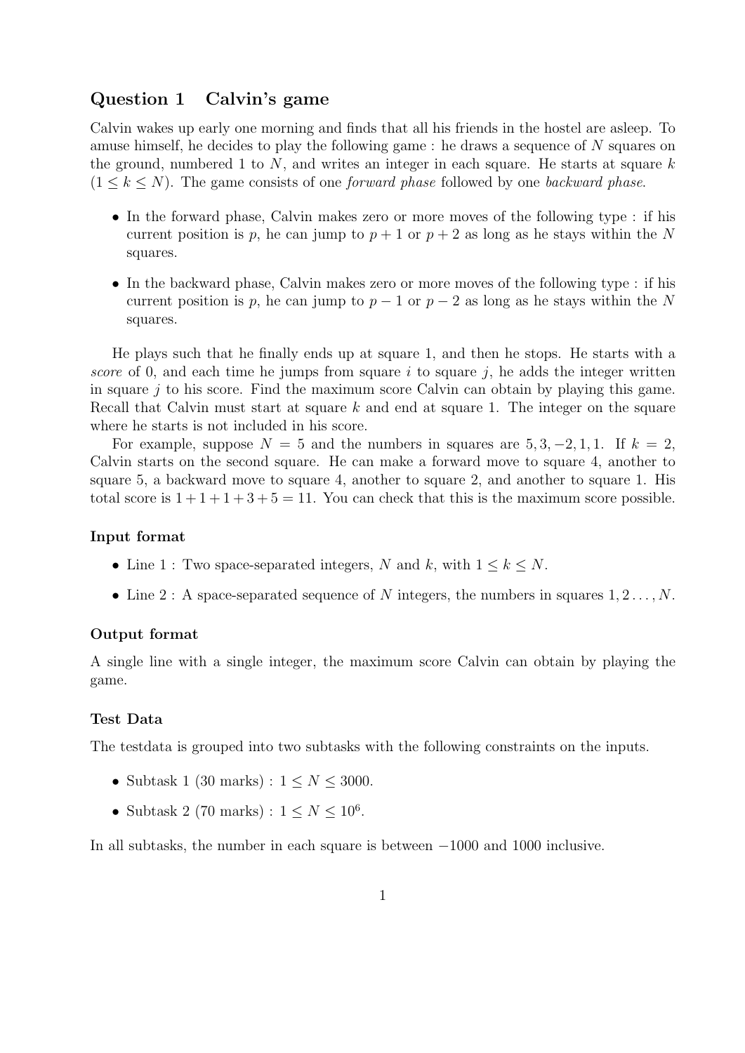## Question 1 Calvin's game

Calvin wakes up early one morning and finds that all his friends in the hostel are asleep. To amuse himself, he decides to play the following game : he draws a sequence of $N$ squares on the ground, numbered 1 to $N$, and writes an integer in each square. He starts at square $k$ ($1 \leq k \leq N$). The game consists of one *forward phase* followed by one *backward phase*.

- In the forward phase, Calvin makes zero or more moves of the following type : if his current position is $p$, he can jump to $p+1$ or $p+2$ as long as he stays within the $N$ squares.
- In the backward phase, Calvin makes zero or more moves of the following type : if his current position is $p$, he can jump to $p-1$ or $p-2$ as long as he stays within the $N$ squares.

He plays such that he finally ends up at square 1, and then he stops. He starts with a *score* of 0, and each time he jumps from square $i$ to square $j$, he adds the integer written in square $j$ to his score. Find the maximum score Calvin can obtain by playing this game. Recall that Calvin must start at square $k$ and end at square 1. The integer on the square where he starts is not included in his score.

For example, suppose $N = 5$ and the numbers in squares are $5, 3, -2, 1, 1$. If $k = 2$, Calvin starts on the second square. He can make a forward move to square 4, another to square 5, a backward move to square 4, another to square 2, and another to square 1. His total score is $1+1+1+3+5 = 11$. You can check that this is the maximum score possible.

### Input format

- Line 1 : Two space-separated integers, $N$ and $k$, with $1 \leq k \leq N$.
- Line 2 : A space-separated sequence of $N$ integers, the numbers in squares $1, 2 \ldots, N$.

### Output format

A single line with a single integer, the maximum score Calvin can obtain by playing the game.

### Test Data

The testdata is grouped into two subtasks with the following constraints on the inputs.

- Subtask 1 (30 marks) : $1 \leq N \leq 3000$.
- Subtask 2 (70 marks) : $1 \leq N \leq 10^6$.

In all subtasks, the number in each square is between $-1000$ and $1000$ inclusive.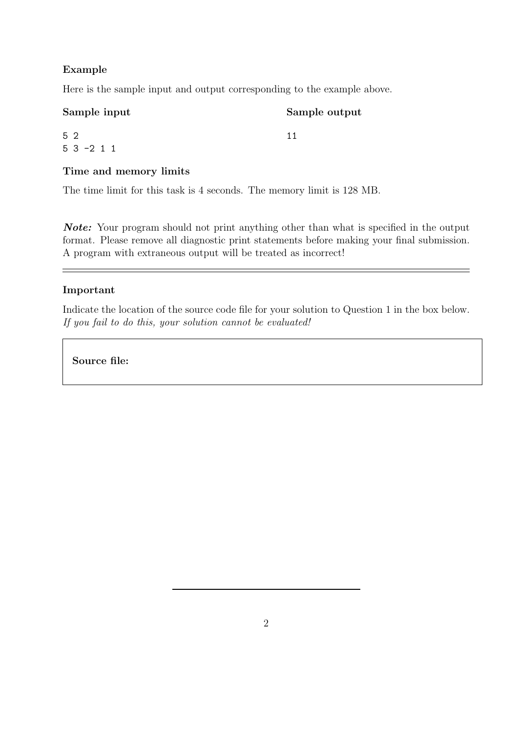### Example

Here is the sample input and output corresponding to the example above.

**Sample input**

```
5 2
5 3 -2 1 1
```

**Sample output**

```
11
```

### Time and memory limits

The time limit for this task is 4 seconds. The memory limit is 128 MB.

***Note:*** Your program should not print anything other than what is specified in the output format. Please remove all diagnostic print statements before making your final submission. A program with extraneous output will be treated as incorrect!

---

### Important

Indicate the location of the source code file for your solution to Question 1 in the box below. *If you fail to do this, your solution cannot be evaluated!*

**Source file:**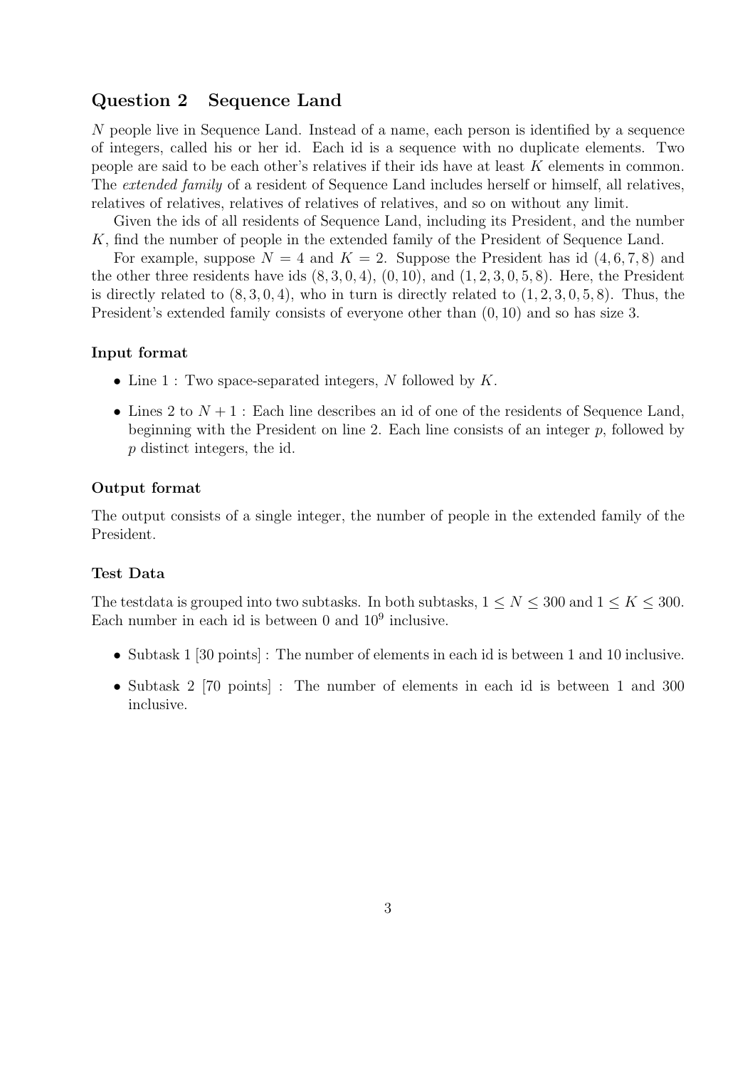## Question 2 Sequence Land

$N$ people live in Sequence Land. Instead of a name, each person is identified by a sequence of integers, called his or her id. Each id is a sequence with no duplicate elements. Two people are said to be each other's relatives if their ids have at least $K$ elements in common. The *extended family* of a resident of Sequence Land includes herself or himself, all relatives, relatives of relatives, relatives of relatives of relatives, and so on without any limit.

Given the ids of all residents of Sequence Land, including its President, and the number $K$, find the number of people in the extended family of the President of Sequence Land.

For example, suppose $N = 4$ and $K = 2$. Suppose the President has id $(4, 6, 7, 8)$ and the other three residents have ids $(8, 3, 0, 4)$, $(0, 10)$, and $(1, 2, 3, 0, 5, 8)$. Here, the President is directly related to $(8, 3, 0, 4)$, who in turn is directly related to $(1, 2, 3, 0, 5, 8)$. Thus, the President's extended family consists of everyone other than $(0, 10)$ and so has size 3.

### Input format

- Line 1 : Two space-separated integers, $N$ followed by $K$.
- Lines 2 to $N + 1$ : Each line describes an id of one of the residents of Sequence Land, beginning with the President on line 2. Each line consists of an integer $p$, followed by $p$ distinct integers, the id.

### Output format

The output consists of a single integer, the number of people in the extended family of the President.

### Test Data

The testdata is grouped into two subtasks. In both subtasks, $1 \leq N \leq 300$ and $1 \leq K \leq 300$. Each number in each id is between 0 and $10^9$ inclusive.

- Subtask 1 [30 points] : The number of elements in each id is between 1 and 10 inclusive.
- Subtask 2 [70 points] : The number of elements in each id is between 1 and 300 inclusive.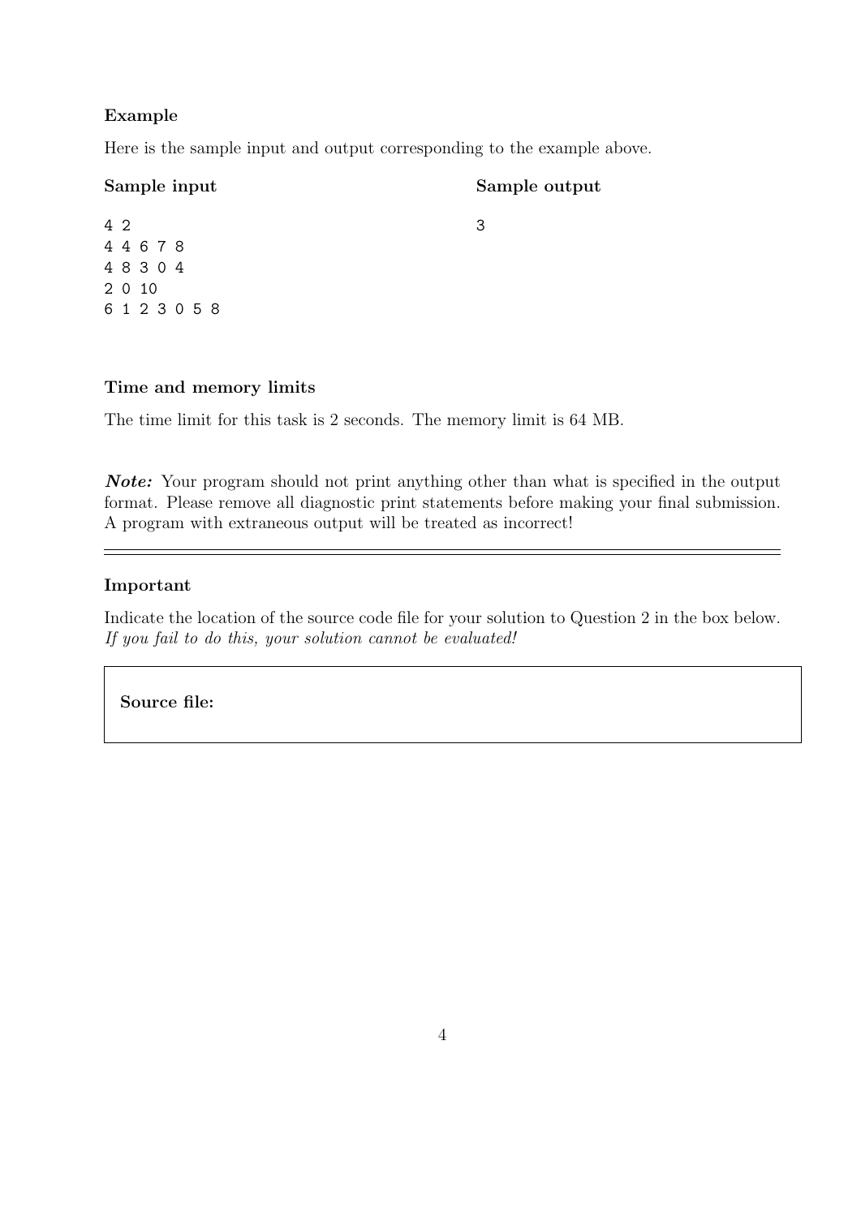### Example

Here is the sample input and output corresponding to the example above.

**Sample input**

```
4 2
4 4 6 7 8
4 8 3 0 4
2 0 10
6 1 2 3 0 5 8
```

**Sample output**

```
3
```

### Time and memory limits

The time limit for this task is 2 seconds. The memory limit is 64 MB.

***Note:*** Your program should not print anything other than what is specified in the output format. Please remove all diagnostic print statements before making your final submission. A program with extraneous output will be treated as incorrect!

---

### Important

Indicate the location of the source code file for your solution to Question 2 in the box below. *If you fail to do this, your solution cannot be evaluated!*

**Source file:**